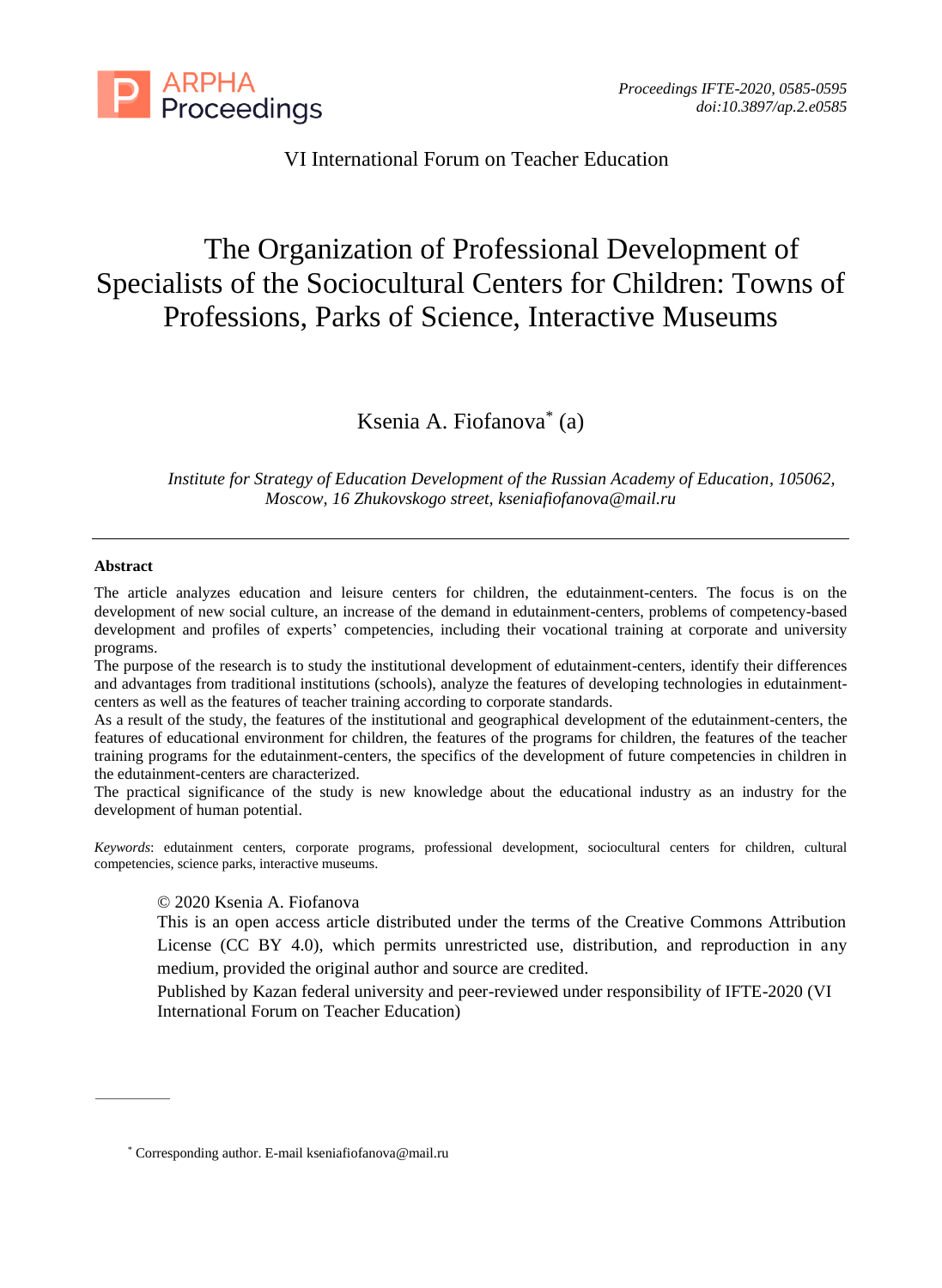VI International Forum on Teacher Education

# The Organization of Professional Development of Specialists of the Sociocultural Centers for Children: Towns of Professions, Parks of Science, Interactive Museums

Ksenia A. Fiofanova* (a)

*Institute for Strategy of Education Development of the Russian Academy of Education, 105062, Moscow, 16 Zhukovskogo street, kseniafiofanova@mail.ru*

---

**Abstract**

The article analyzes education and leisure centers for children, the edutainment-centers. The focus is on the development of new social culture, an increase of the demand in edutainment-centers, problems of competency-based development and profiles of experts' competencies, including their vocational training at corporate and university programs.

The purpose of the research is to study the institutional development of edutainment-centers, identify their differences and advantages from traditional institutions (schools), analyze the features of developing technologies in edutainment-centers as well as the features of teacher training according to corporate standards.

As a result of the study, the features of the institutional and geographical development of the edutainment-centers, the features of educational environment for children, the features of the programs for children, the features of the teacher training programs for the edutainment-centers, the specifics of the development of future competencies in children in the edutainment-centers are characterized.

The practical significance of the study is new knowledge about the educational industry as an industry for the development of human potential.

*Keywords*: edutainment centers, corporate programs, professional development, sociocultural centers for children, cultural competencies, science parks, interactive museums.

© 2020 Ksenia A. Fiofanova

This is an open access article distributed under the terms of the Creative Commons Attribution License (CC BY 4.0), which permits unrestricted use, distribution, and reproduction in any medium, provided the original author and source are credited.

Published by Kazan federal university and peer-reviewed under responsibility of IFTE-2020 (VI International Forum on Teacher Education)

---

* Corresponding author. E-mail kseniafiofanova@mail.ru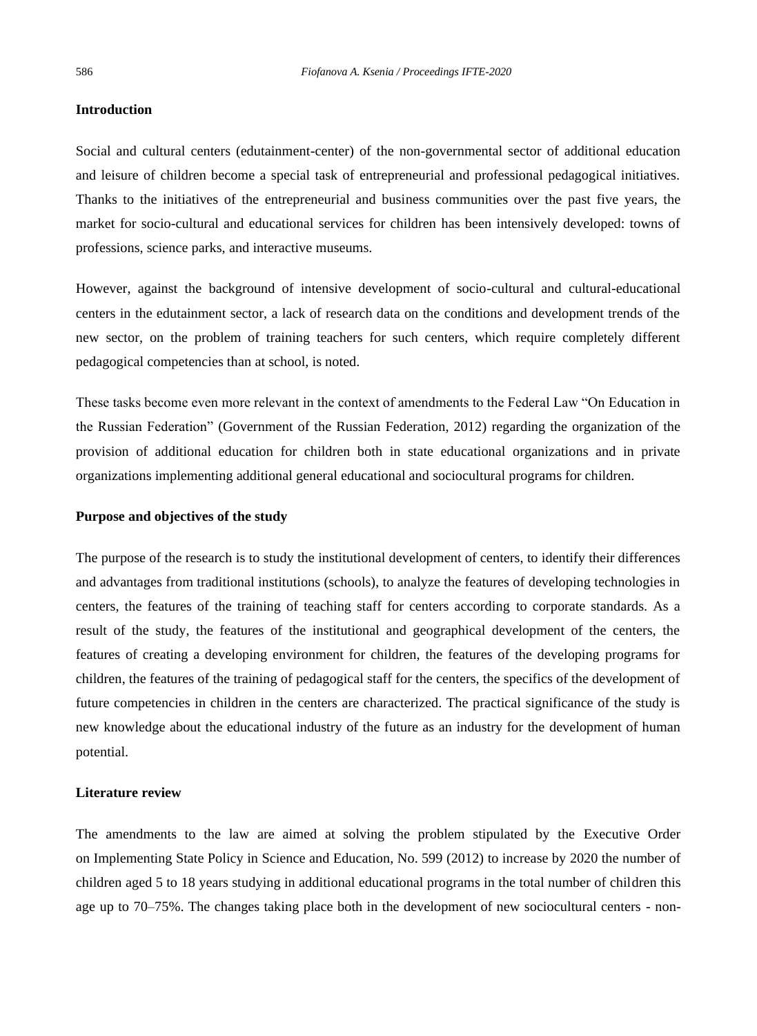## Introduction

Social and cultural centers (edutainment-center) of the non-governmental sector of additional education and leisure of children become a special task of entrepreneurial and professional pedagogical initiatives. Thanks to the initiatives of the entrepreneurial and business communities over the past five years, the market for socio-cultural and educational services for children has been intensively developed: towns of professions, science parks, and interactive museums.

However, against the background of intensive development of socio-cultural and cultural-educational centers in the edutainment sector, a lack of research data on the conditions and development trends of the new sector, on the problem of training teachers for such centers, which require completely different pedagogical competencies than at school, is noted.

These tasks become even more relevant in the context of amendments to the Federal Law "On Education in the Russian Federation" (Government of the Russian Federation, 2012) regarding the organization of the provision of additional education for children both in state educational organizations and in private organizations implementing additional general educational and sociocultural programs for children.

## Purpose and objectives of the study

The purpose of the research is to study the institutional development of centers, to identify their differences and advantages from traditional institutions (schools), to analyze the features of developing technologies in centers, the features of the training of teaching staff for centers according to corporate standards. As a result of the study, the features of the institutional and geographical development of the centers, the features of creating a developing environment for children, the features of the developing programs for children, the features of the training of pedagogical staff for the centers, the specifics of the development of future competencies in children in the centers are characterized. The practical significance of the study is new knowledge about the educational industry of the future as an industry for the development of human potential.

## Literature review

The amendments to the law are aimed at solving the problem stipulated by the Executive Order on Implementing State Policy in Science and Education, No. 599 (2012) to increase by 2020 the number of children aged 5 to 18 years studying in additional educational programs in the total number of children this age up to 70–75%. The changes taking place both in the development of new sociocultural centers - non-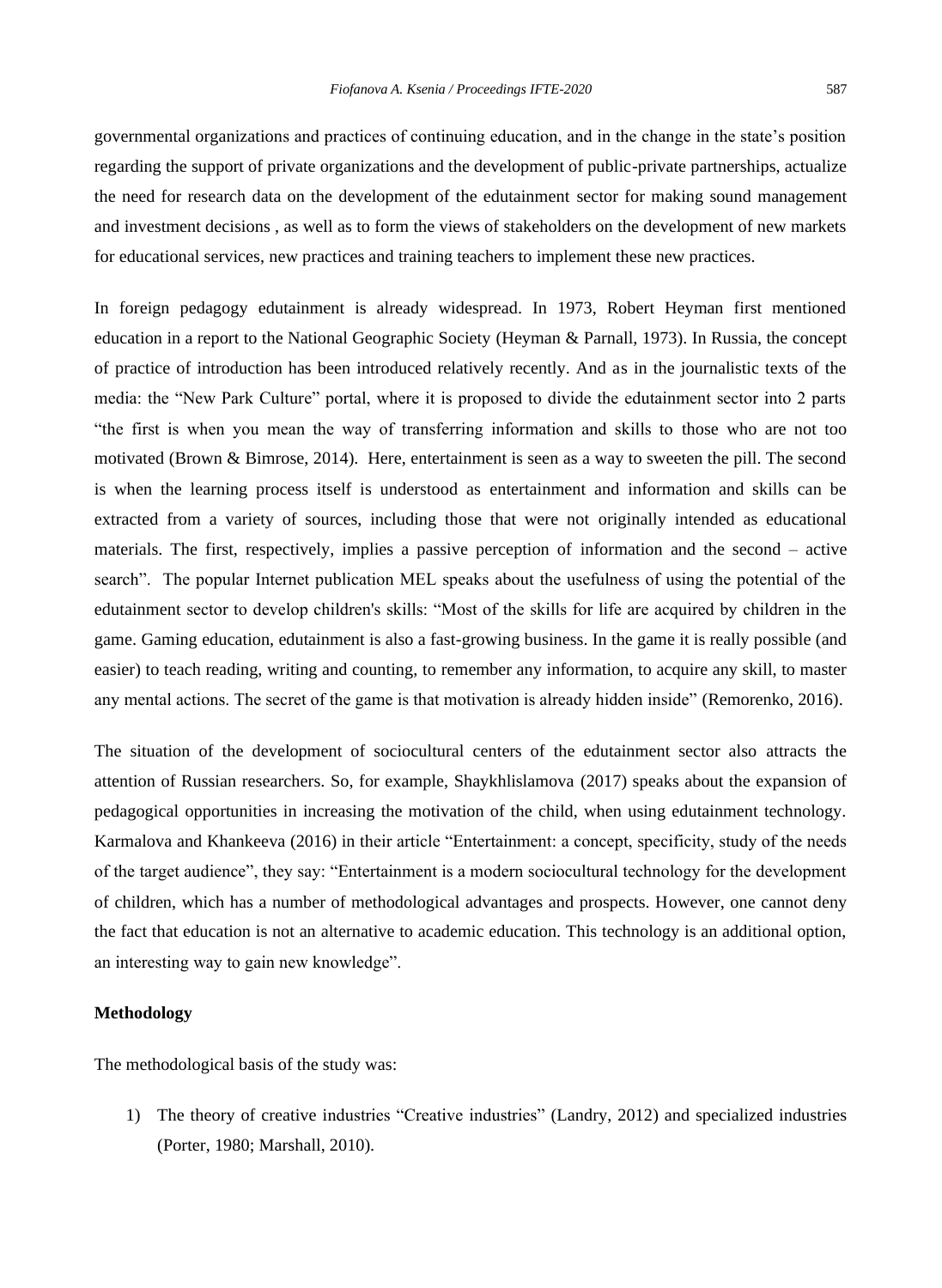governmental organizations and practices of continuing education, and in the change in the state's position regarding the support of private organizations and the development of public-private partnerships, actualize the need for research data on the development of the edutainment sector for making sound management and investment decisions , as well as to form the views of stakeholders on the development of new markets for educational services, new practices and training teachers to implement these new practices.

In foreign pedagogy edutainment is already widespread. In 1973, Robert Heyman first mentioned education in a report to the National Geographic Society (Heyman & Parnall, 1973). In Russia, the concept of practice of introduction has been introduced relatively recently. And as in the journalistic texts of the media: the "New Park Culture" portal, where it is proposed to divide the edutainment sector into 2 parts "the first is when you mean the way of transferring information and skills to those who are not too motivated (Brown & Bimrose, 2014). Here, entertainment is seen as a way to sweeten the pill. The second is when the learning process itself is understood as entertainment and information and skills can be extracted from a variety of sources, including those that were not originally intended as educational materials. The first, respectively, implies a passive perception of information and the second – active search". The popular Internet publication MEL speaks about the usefulness of using the potential of the edutainment sector to develop children's skills: "Most of the skills for life are acquired by children in the game. Gaming education, edutainment is also a fast-growing business. In the game it is really possible (and easier) to teach reading, writing and counting, to remember any information, to acquire any skill, to master any mental actions. The secret of the game is that motivation is already hidden inside" (Remorenko, 2016).

The situation of the development of sociocultural centers of the edutainment sector also attracts the attention of Russian researchers. So, for example, Shaykhlislamova (2017) speaks about the expansion of pedagogical opportunities in increasing the motivation of the child, when using edutainment technology. Karmalova and Khankeeva (2016) in their article "Entertainment: a concept, specificity, study of the needs of the target audience", they say: "Entertainment is a modern sociocultural technology for the development of children, which has a number of methodological advantages and prospects. However, one cannot deny the fact that education is not an alternative to academic education. This technology is an additional option, an interesting way to gain new knowledge".

### Methodology

The methodological basis of the study was:

1) The theory of creative industries "Creative industries" (Landry, 2012) and specialized industries (Porter, 1980; Marshall, 2010).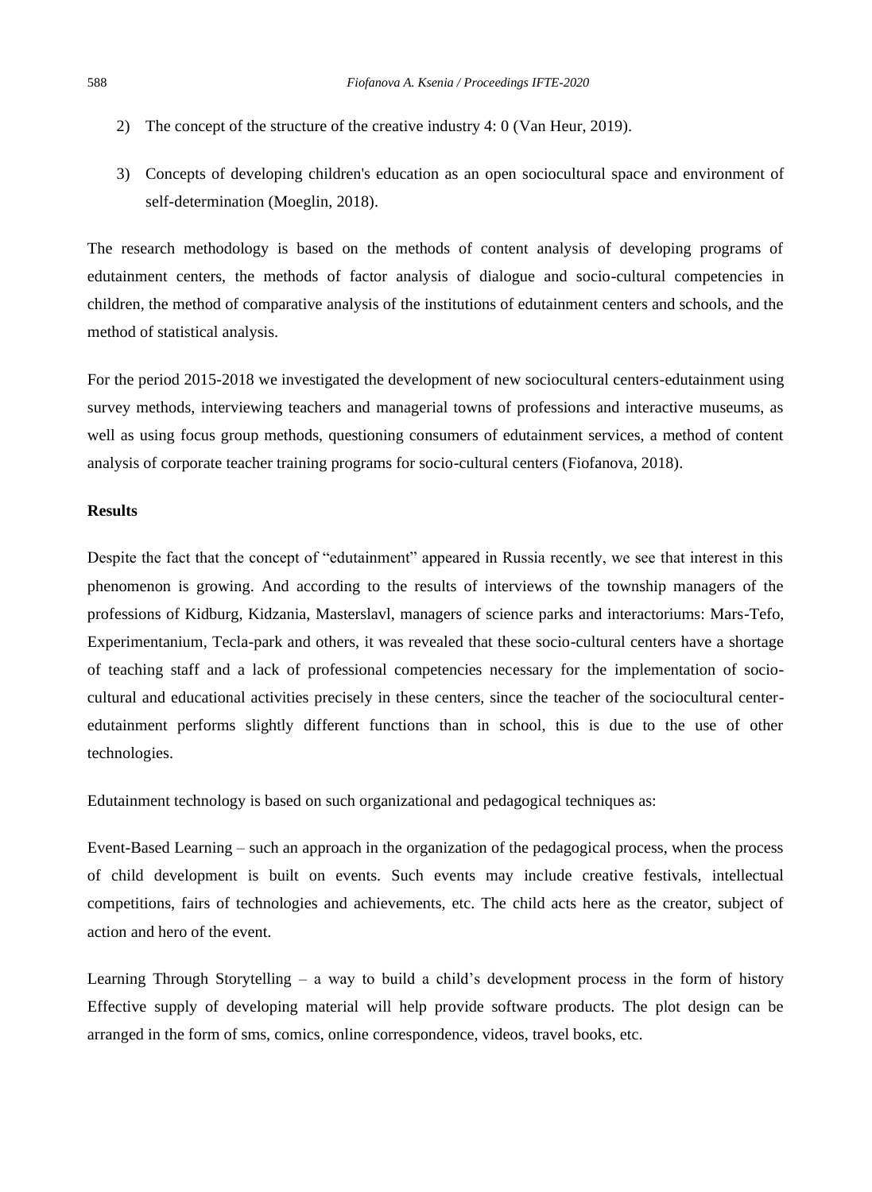2) The concept of the structure of the creative industry 4: 0 (Van Heur, 2019).

3) Concepts of developing children's education as an open sociocultural space and environment of self-determination (Moeglin, 2018).

The research methodology is based on the methods of content analysis of developing programs of edutainment centers, the methods of factor analysis of dialogue and socio-cultural competencies in children, the method of comparative analysis of the institutions of edutainment centers and schools, and the method of statistical analysis.

For the period 2015-2018 we investigated the development of new sociocultural centers-edutainment using survey methods, interviewing teachers and managerial towns of professions and interactive museums, as well as using focus group methods, questioning consumers of edutainment services, a method of content analysis of corporate teacher training programs for socio-cultural centers (Fiofanova, 2018).

**Results**

Despite the fact that the concept of "edutainment" appeared in Russia recently, we see that interest in this phenomenon is growing. And according to the results of interviews of the township managers of the professions of Kidburg, Kidzania, Masterslavl, managers of science parks and interactoriums: Mars-Tefo, Experimentanium, Tecla-park and others, it was revealed that these socio-cultural centers have a shortage of teaching staff and a lack of professional competencies necessary for the implementation of socio-cultural and educational activities precisely in these centers, since the teacher of the sociocultural center-edutainment performs slightly different functions than in school, this is due to the use of other technologies.

Edutainment technology is based on such organizational and pedagogical techniques as:

Event-Based Learning – such an approach in the organization of the pedagogical process, when the process of child development is built on events. Such events may include creative festivals, intellectual competitions, fairs of technologies and achievements, etc. The child acts here as the creator, subject of action and hero of the event.

Learning Through Storytelling – a way to build a child's development process in the form of history Effective supply of developing material will help provide software products. The plot design can be arranged in the form of sms, comics, online correspondence, videos, travel books, etc.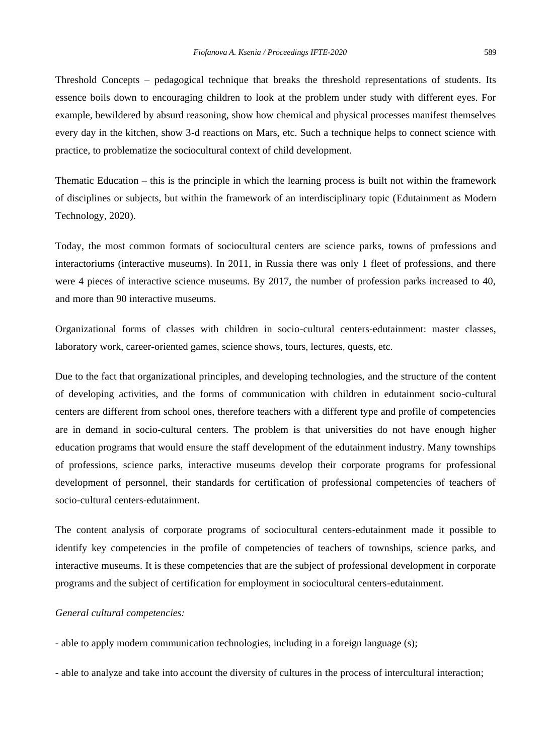Threshold Concepts – pedagogical technique that breaks the threshold representations of students. Its essence boils down to encouraging children to look at the problem under study with different eyes. For example, bewildered by absurd reasoning, show how chemical and physical processes manifest themselves every day in the kitchen, show 3-d reactions on Mars, etc. Such a technique helps to connect science with practice, to problematize the sociocultural context of child development.

Thematic Education – this is the principle in which the learning process is built not within the framework of disciplines or subjects, but within the framework of an interdisciplinary topic (Edutainment as Modern Technology, 2020).

Today, the most common formats of sociocultural centers are science parks, towns of professions and interactoriums (interactive museums). In 2011, in Russia there was only 1 fleet of professions, and there were 4 pieces of interactive science museums. By 2017, the number of profession parks increased to 40, and more than 90 interactive museums.

Organizational forms of classes with children in socio-cultural centers-edutainment: master classes, laboratory work, career-oriented games, science shows, tours, lectures, quests, etc.

Due to the fact that organizational principles, and developing technologies, and the structure of the content of developing activities, and the forms of communication with children in edutainment socio-cultural centers are different from school ones, therefore teachers with a different type and profile of competencies are in demand in socio-cultural centers. The problem is that universities do not have enough higher education programs that would ensure the staff development of the edutainment industry. Many townships of professions, science parks, interactive museums develop their corporate programs for professional development of personnel, their standards for certification of professional competencies of teachers of socio-cultural centers-edutainment.

The content analysis of corporate programs of sociocultural centers-edutainment made it possible to identify key competencies in the profile of competencies of teachers of townships, science parks, and interactive museums. It is these competencies that are the subject of professional development in corporate programs and the subject of certification for employment in sociocultural centers-edutainment.

*General cultural competencies:*

- able to apply modern communication technologies, including in a foreign language (s);

- able to analyze and take into account the diversity of cultures in the process of intercultural interaction;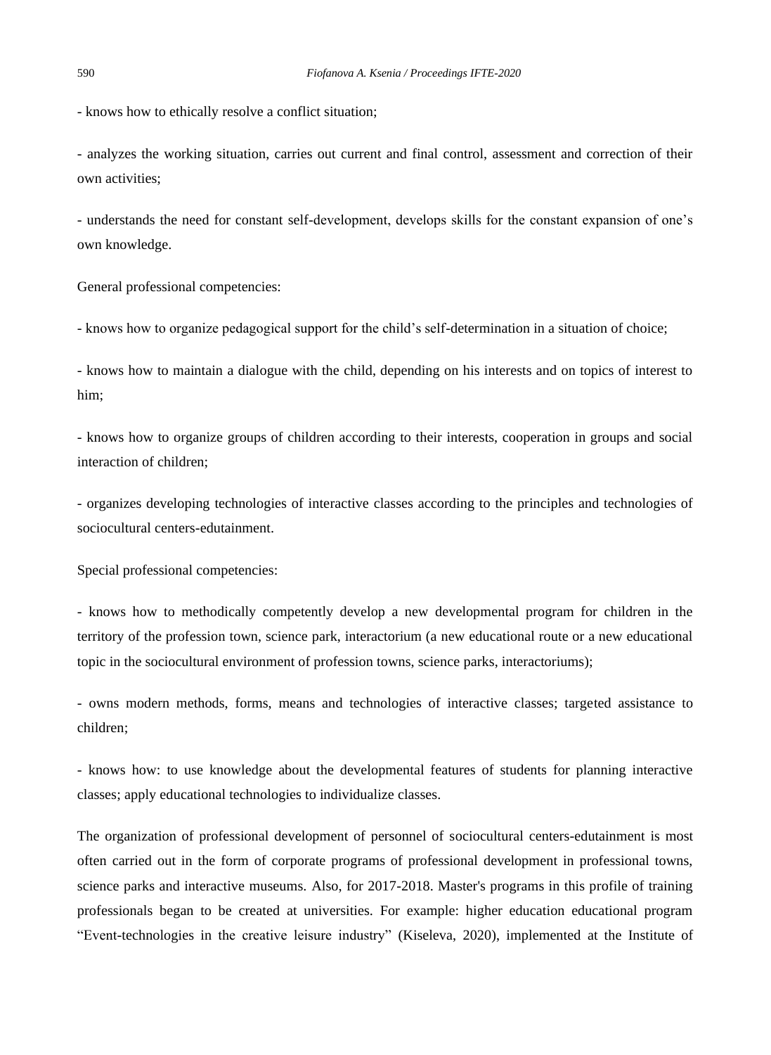- knows how to ethically resolve a conflict situation;

- analyzes the working situation, carries out current and final control, assessment and correction of their own activities;

- understands the need for constant self-development, develops skills for the constant expansion of one's own knowledge.

General professional competencies:

- knows how to organize pedagogical support for the child's self-determination in a situation of choice;

- knows how to maintain a dialogue with the child, depending on his interests and on topics of interest to him;

- knows how to organize groups of children according to their interests, cooperation in groups and social interaction of children;

- organizes developing technologies of interactive classes according to the principles and technologies of sociocultural centers-edutainment.

Special professional competencies:

- knows how to methodically competently develop a new developmental program for children in the territory of the profession town, science park, interactorium (a new educational route or a new educational topic in the sociocultural environment of profession towns, science parks, interactoriums);

- owns modern methods, forms, means and technologies of interactive classes; targeted assistance to children;

- knows how: to use knowledge about the developmental features of students for planning interactive classes; apply educational technologies to individualize classes.

The organization of professional development of personnel of sociocultural centers-edutainment is most often carried out in the form of corporate programs of professional development in professional towns, science parks and interactive museums. Also, for 2017-2018. Master's programs in this profile of training professionals began to be created at universities. For example: higher education educational program "Event-technologies in the creative leisure industry" (Kiseleva, 2020), implemented at the Institute of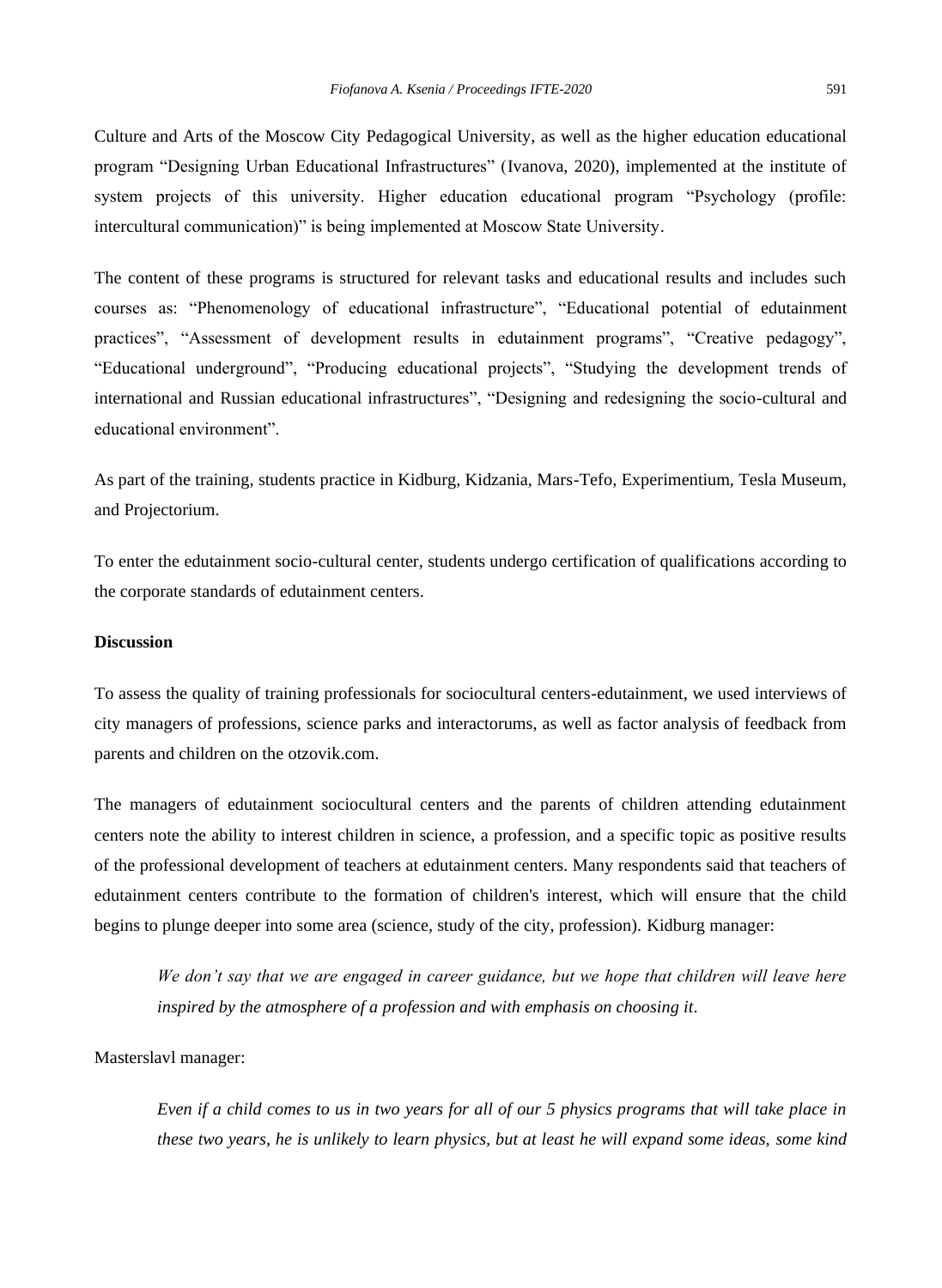Culture and Arts of the Moscow City Pedagogical University, as well as the higher education educational program “Designing Urban Educational Infrastructures” (Ivanova, 2020), implemented at the institute of system projects of this university. Higher education educational program “Psychology (profile: intercultural communication)” is being implemented at Moscow State University.

The content of these programs is structured for relevant tasks and educational results and includes such courses as: “Phenomenology of educational infrastructure”, “Educational potential of edutainment practices”, “Assessment of development results in edutainment programs”, “Creative pedagogy”, “Educational underground”, “Producing educational projects”, “Studying the development trends of international and Russian educational infrastructures”, “Designing and redesigning the socio-cultural and educational environment”.

As part of the training, students practice in Kidburg, Kidzania, Mars-Tefo, Experimentium, Tesla Museum, and Projectorium.

To enter the edutainment socio-cultural center, students undergo certification of qualifications according to the corporate standards of edutainment centers.

**Discussion**

To assess the quality of training professionals for sociocultural centers-edutainment, we used interviews of city managers of professions, science parks and interactorums, as well as factor analysis of feedback from parents and children on the otzovik.com.

The managers of edutainment sociocultural centers and the parents of children attending edutainment centers note the ability to interest children in science, a profession, and a specific topic as positive results of the professional development of teachers at edutainment centers. Many respondents said that teachers of edutainment centers contribute to the formation of children's interest, which will ensure that the child begins to plunge deeper into some area (science, study of the city, profession). Kidburg manager:

> *We don’t say that we are engaged in career guidance, but we hope that children will leave here inspired by the atmosphere of a profession and with emphasis on choosing it.*

Masterslavl manager:

> *Even if a child comes to us in two years for all of our 5 physics programs that will take place in these two years, he is unlikely to learn physics, but at least he will expand some ideas, some kind*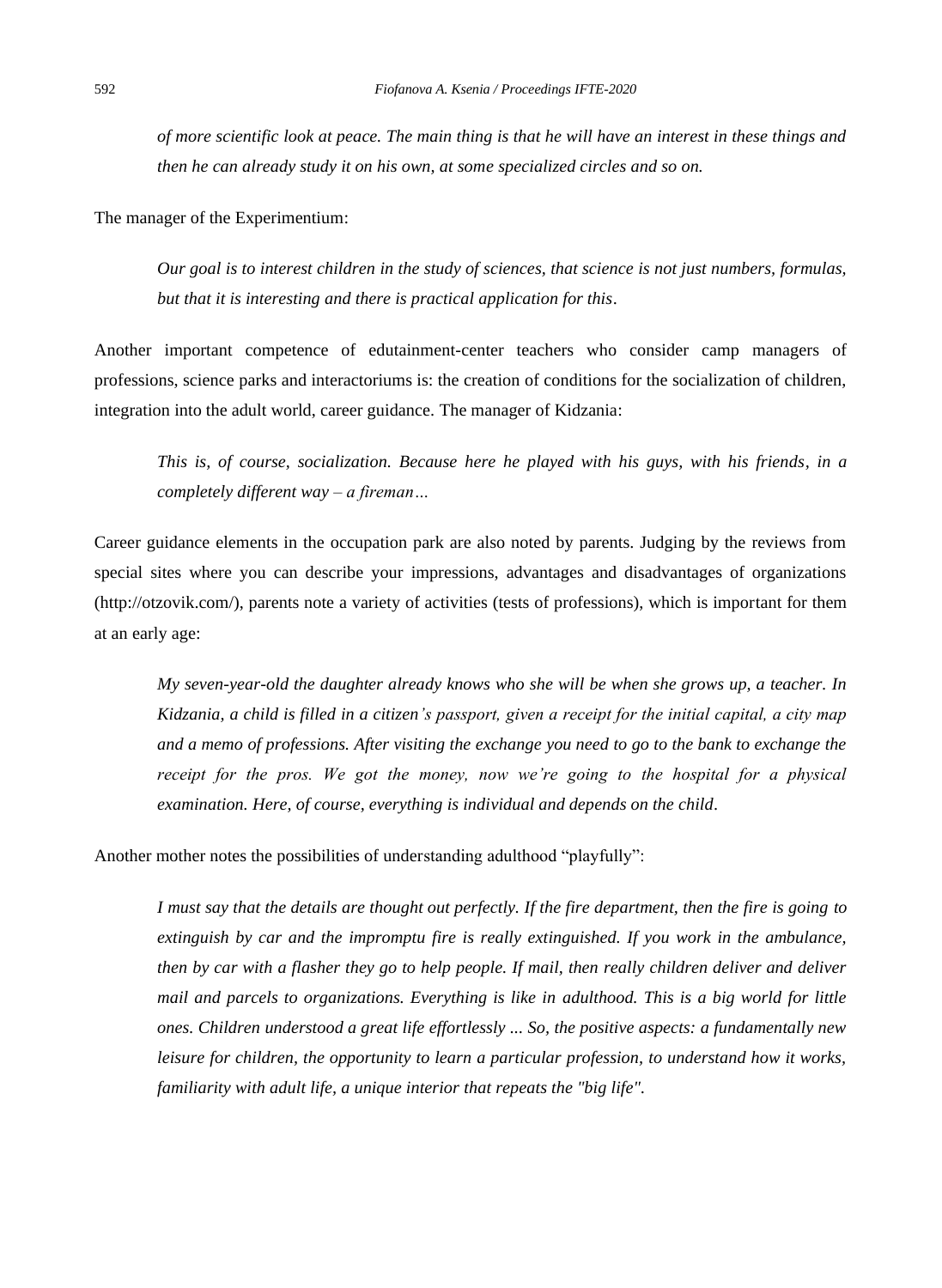*of more scientific look at peace. The main thing is that he will have an interest in these things and then he can already study it on his own, at some specialized circles and so on.*

The manager of the Experimentium:

> *Our goal is to interest children in the study of sciences, that science is not just numbers, formulas, but that it is interesting and there is practical application for this.*

Another important competence of edutainment-center teachers who consider camp managers of professions, science parks and interactoriums is: the creation of conditions for the socialization of children, integration into the adult world, career guidance. The manager of Kidzania:

> *This is, of course, socialization. Because here he played with his guys, with his friends, in a completely different way – a fireman…*

Career guidance elements in the occupation park are also noted by parents. Judging by the reviews from special sites where you can describe your impressions, advantages and disadvantages of organizations (http://otzovik.com/), parents note a variety of activities (tests of professions), which is important for them at an early age:

> *My seven-year-old the daughter already knows who she will be when she grows up, a teacher. In Kidzania, a child is filled in a citizen's passport, given a receipt for the initial capital, a city map and a memo of professions. After visiting the exchange you need to go to the bank to exchange the receipt for the pros. We got the money, now we're going to the hospital for a physical examination. Here, of course, everything is individual and depends on the child.*

Another mother notes the possibilities of understanding adulthood "playfully":

> *I must say that the details are thought out perfectly. If the fire department, then the fire is going to extinguish by car and the impromptu fire is really extinguished. If you work in the ambulance, then by car with a flasher they go to help people. If mail, then really children deliver and deliver mail and parcels to organizations. Everything is like in adulthood. This is a big world for little ones. Children understood a great life effortlessly ... So, the positive aspects: a fundamentally new leisure for children, the opportunity to learn a particular profession, to understand how it works, familiarity with adult life, a unique interior that repeats the "big life".*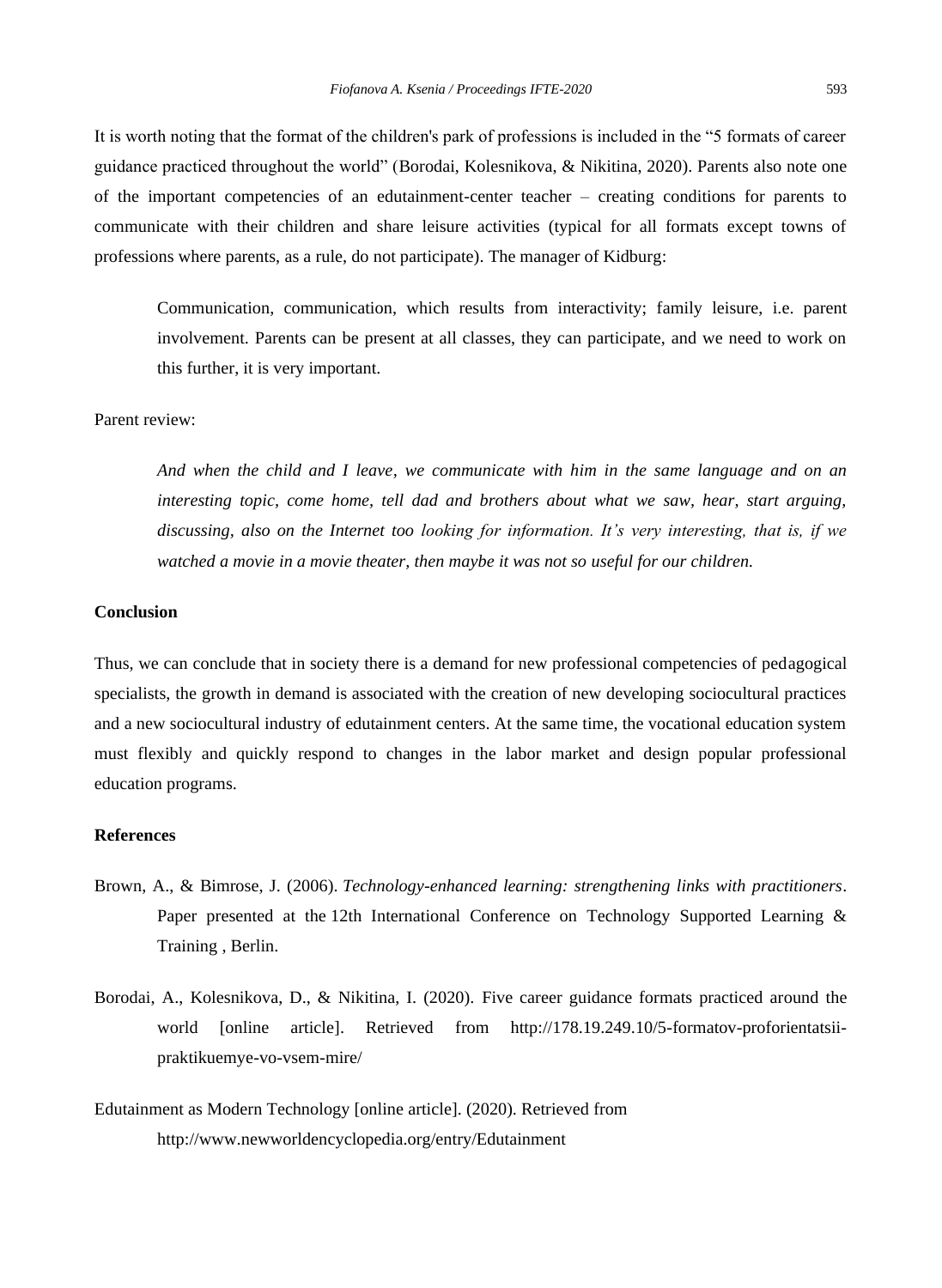It is worth noting that the format of the children's park of professions is included in the "5 formats of career guidance practiced throughout the world" (Borodai, Kolesnikova, & Nikitina, 2020). Parents also note one of the important competencies of an edutainment-center teacher – creating conditions for parents to communicate with their children and share leisure activities (typical for all formats except towns of professions where parents, as a rule, do not participate). The manager of Kidburg:

> Communication, communication, which results from interactivity; family leisure, i.e. parent involvement. Parents can be present at all classes, they can participate, and we need to work on this further, it is very important.

Parent review:

> *And when the child and I leave, we communicate with him in the same language and on an interesting topic, come home, tell dad and brothers about what we saw, hear, start arguing, discussing, also on the Internet too looking for information. It's very interesting, that is, if we watched a movie in a movie theater, then maybe it was not so useful for our children.*

## Conclusion

Thus, we can conclude that in society there is a demand for new professional competencies of pedagogical specialists, the growth in demand is associated with the creation of new developing sociocultural practices and a new sociocultural industry of edutainment centers. At the same time, the vocational education system must flexibly and quickly respond to changes in the labor market and design popular professional education programs.

## References

Brown, A., & Bimrose, J. (2006). *Technology-enhanced learning: strengthening links with practitioners*. Paper presented at the 12th International Conference on Technology Supported Learning & Training , Berlin.

Borodai, A., Kolesnikova, D., & Nikitina, I. (2020). Five career guidance formats practiced around the world [online article]. Retrieved from http://178.19.249.10/5-formatov-proforientatsii-praktikuemye-vo-vsem-mire/

Edutainment as Modern Technology [online article]. (2020). Retrieved from http://www.newworldencyclopedia.org/entry/Edutainment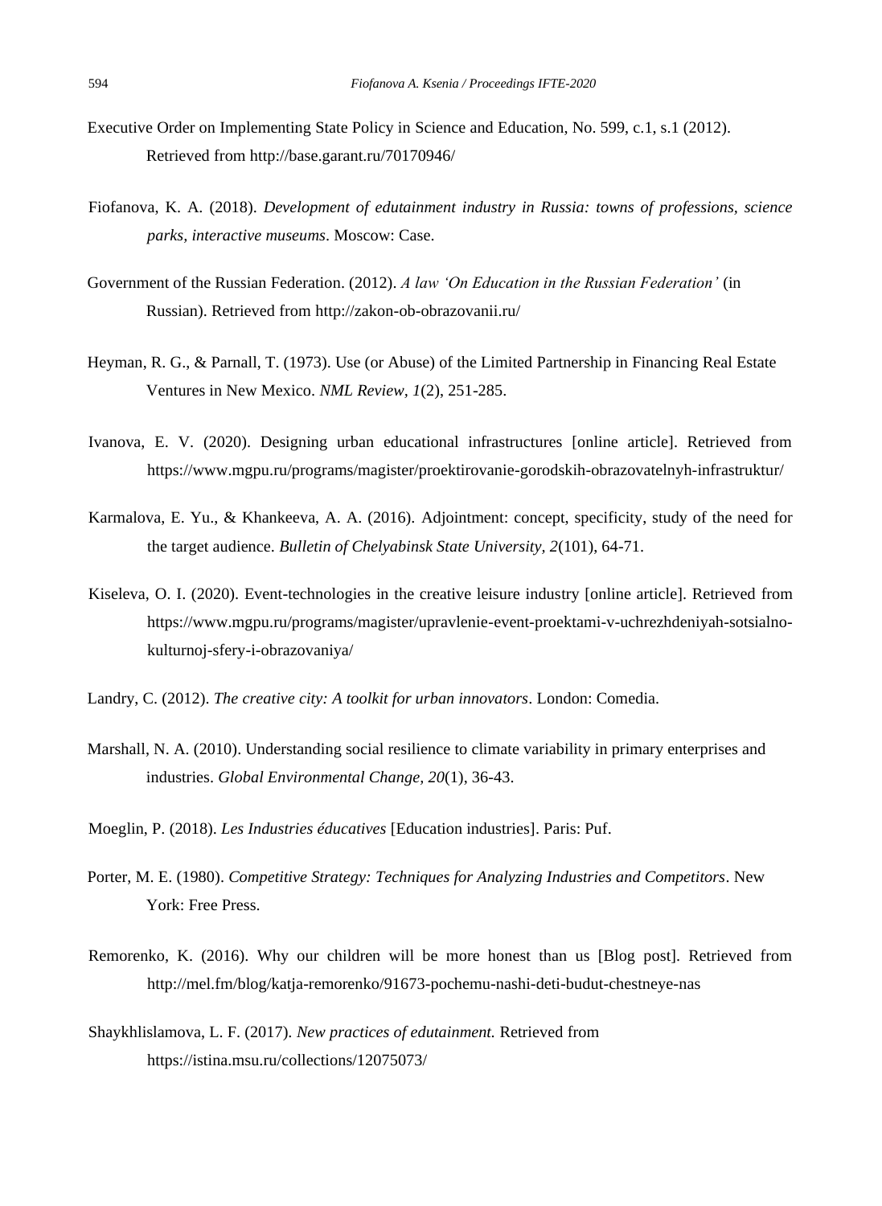Executive Order on Implementing State Policy in Science and Education, No. 599, c.1, s.1 (2012). Retrieved from http://base.garant.ru/70170946/

Fiofanova, K. A. (2018). *Development of edutainment industry in Russia: towns of professions, science parks, interactive museums*. Moscow: Case.

Government of the Russian Federation. (2012). *A law 'On Education in the Russian Federation'* (in Russian). Retrieved from http://zakon-ob-obrazovanii.ru/

Heyman, R. G., & Parnall, T. (1973). Use (or Abuse) of the Limited Partnership in Financing Real Estate Ventures in New Mexico. *NML Review, 1*(2), 251-285.

Ivanova, E. V. (2020). Designing urban educational infrastructures [online article]. Retrieved from https://www.mgpu.ru/programs/magister/proektirovanie-gorodskih-obrazovatelnyh-infrastruktur/

Karmalova, E. Yu., & Khankeeva, A. A. (2016). Adjointment: concept, specificity, study of the need for the target audience. *Bulletin of Chelyabinsk State University, 2*(101), 64-71.

Kiseleva, O. I. (2020). Event-technologies in the creative leisure industry [online article]. Retrieved from https://www.mgpu.ru/programs/magister/upravlenie-event-proektami-v-uchrezhdeniyah-sotsialno-kulturnoj-sfery-i-obrazovaniya/

Landry, C. (2012). *The creative city: A toolkit for urban innovators*. London: Comedia.

Marshall, N. A. (2010). Understanding social resilience to climate variability in primary enterprises and industries. *Global Environmental Change, 20*(1), 36-43.

Moeglin, P. (2018). *Les Industries éducatives* [Education industries]. Paris: Puf.

Porter, M. E. (1980). *Competitive Strategy: Techniques for Analyzing Industries and Competitors*. New York: Free Press.

Remorenko, K. (2016). Why our children will be more honest than us [Blog post]. Retrieved from http://mel.fm/blog/katja-remorenko/91673-pochemu-nashi-deti-budut-chestneye-nas

Shaykhlislamova, L. F. (2017). *New practices of edutainment.* Retrieved from https://istina.msu.ru/collections/12075073/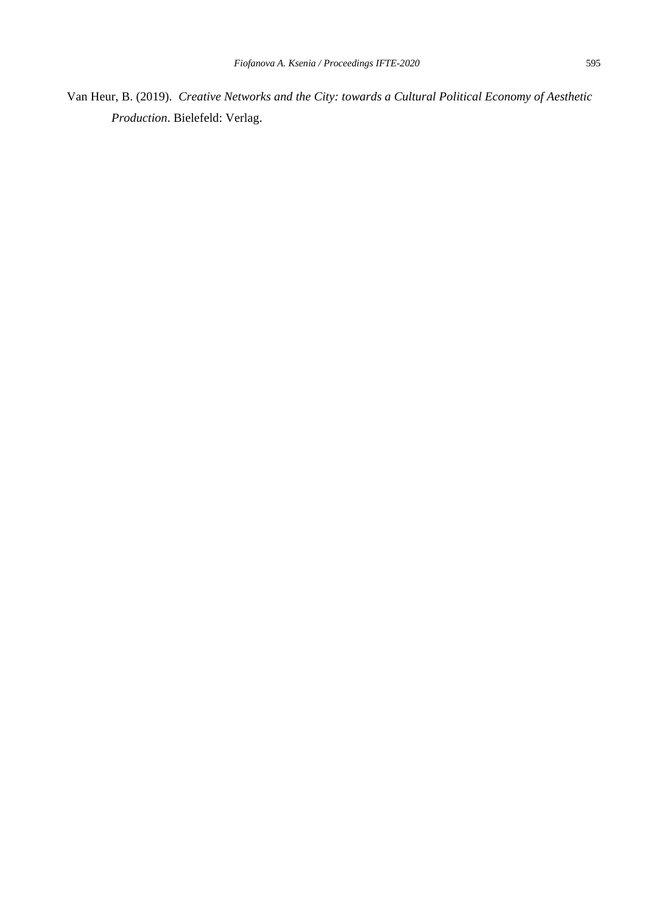Van Heur, B. (2019). *Creative Networks and the City: towards a Cultural Political Economy of Aesthetic Production*. Bielefeld: Verlag.